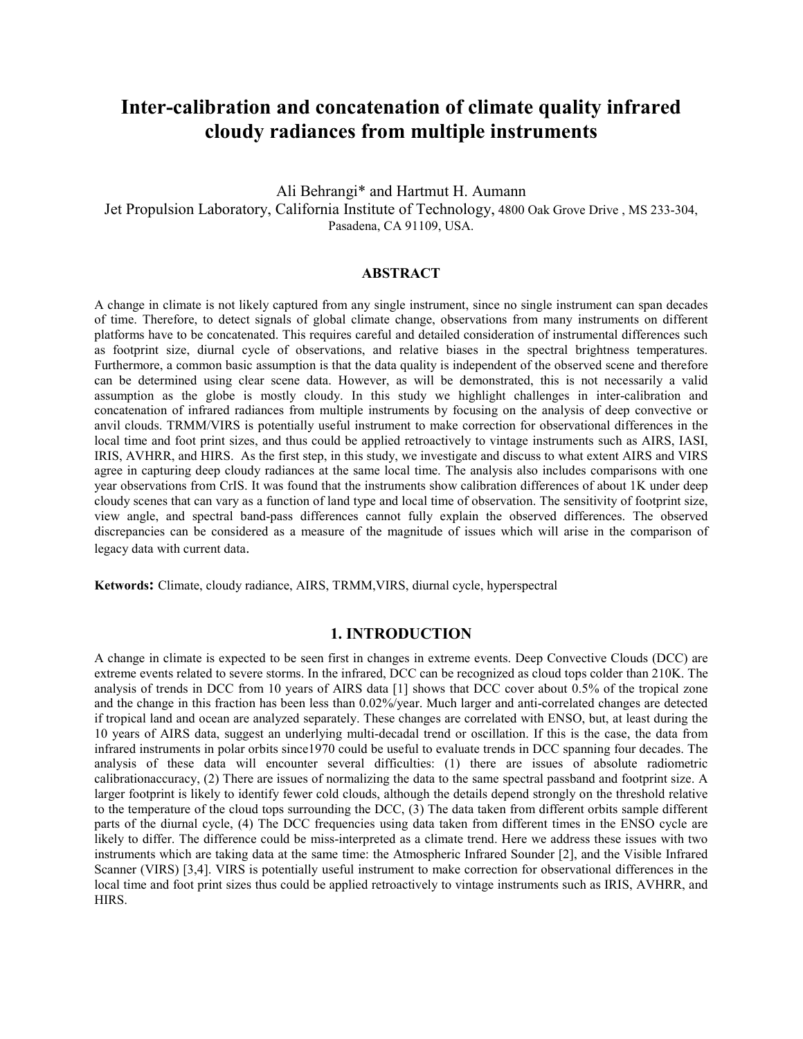# Inter-calibration and concatenation of climate quality infrared cloudy radiances from multiple instruments

Ali Behrangi* and Hartmut H. Aumann

Jet Propulsion Laboratory, California Institute of Technology, 4800 Oak Grove Drive , MS 233-304, Pasadena, CA 91109, USA.

## ABSTRACT

A change in climate is not likely captured from any single instrument, since no single instrument can span decades of time. Therefore, to detect signals of global climate change, observations from many instruments on different platforms have to be concatenated. This requires careful and detailed consideration of instrumental differences such as footprint size, diurnal cycle of observations, and relative biases in the spectral brightness temperatures. Furthermore, a common basic assumption is that the data quality is independent of the observed scene and therefore can be determined using clear scene data. However, as will be demonstrated, this is not necessarily a valid assumption as the globe is mostly cloudy. In this study we highlight challenges in inter-calibration and concatenation of infrared radiances from multiple instruments by focusing on the analysis of deep convective or anvil clouds. TRMM/VIRS is potentially useful instrument to make correction for observational differences in the local time and foot print sizes, and thus could be applied retroactively to vintage instruments such as AIRS, IASI, IRIS, AVHRR, and HIRS. As the first step, in this study, we investigate and discuss to what extent AIRS and VIRS agree in capturing deep cloudy radiances at the same local time. The analysis also includes comparisons with one year observations from CrIS. It was found that the instruments show calibration differences of about 1K under deep cloudy scenes that can vary as a function of land type and local time of observation. The sensitivity of footprint size, view angle, and spectral band-pass differences cannot fully explain the observed differences. The observed discrepancies can be considered as a measure of the magnitude of issues which will arise in the comparison of legacy data with current data.

**Ketwords:** Climate, cloudy radiance, AIRS, TRMM,VIRS, diurnal cycle, hyperspectral

## 1. INTRODUCTION

A change in climate is expected to be seen first in changes in extreme events. Deep Convective Clouds (DCC) are extreme events related to severe storms. In the infrared, DCC can be recognized as cloud tops colder than 210K. The analysis of trends in DCC from 10 years of AIRS data [1] shows that DCC cover about 0.5% of the tropical zone and the change in this fraction has been less than 0.02%/year. Much larger and anti-correlated changes are detected if tropical land and ocean are analyzed separately. These changes are correlated with ENSO, but, at least during the 10 years of AIRS data, suggest an underlying multi-decadal trend or oscillation. If this is the case, the data from infrared instruments in polar orbits since1970 could be useful to evaluate trends in DCC spanning four decades. The analysis of these data will encounter several difficulties: (1) there are issues of absolute radiometric calibrationaccuracy, (2) There are issues of normalizing the data to the same spectral passband and footprint size. A larger footprint is likely to identify fewer cold clouds, although the details depend strongly on the threshold relative to the temperature of the cloud tops surrounding the DCC, (3) The data taken from different orbits sample different parts of the diurnal cycle, (4) The DCC frequencies using data taken from different times in the ENSO cycle are likely to differ. The difference could be miss-interpreted as a climate trend. Here we address these issues with two instruments which are taking data at the same time: the Atmospheric Infrared Sounder [2], and the Visible Infrared Scanner (VIRS) [3,4]. VIRS is potentially useful instrument to make correction for observational differences in the local time and foot print sizes thus could be applied retroactively to vintage instruments such as IRIS, AVHRR, and HIRS.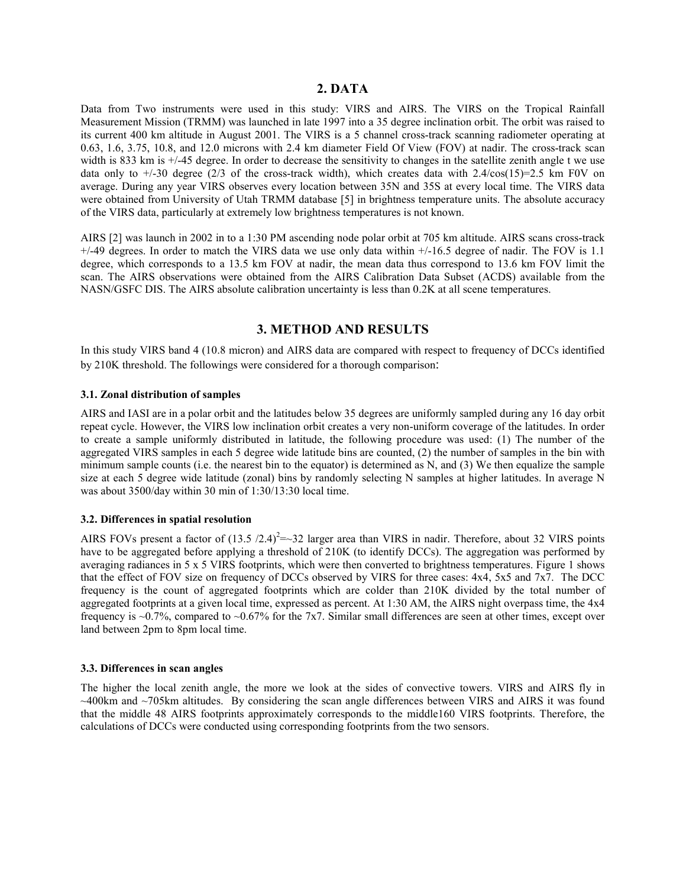## 2. DATA

Data from Two instruments were used in this study: VIRS and AIRS. The VIRS on the Tropical Rainfall Measurement Mission (TRMM) was launched in late 1997 into a 35 degree inclination orbit. The orbit was raised to its current 400 km altitude in August 2001. The VIRS is a 5 channel cross-track scanning radiometer operating at 0.63, 1.6, 3.75, 10.8, and 12.0 microns with 2.4 km diameter Field Of View (FOV) at nadir. The cross-track scan width is 833 km is +/-45 degree. In order to decrease the sensitivity to changes in the satellite zenith angle t we use data only to +/-30 degree (2/3 of the cross-track width), which creates data with 2.4/cos(15)=2.5 km F0V on average. During any year VIRS observes every location between 35N and 35S at every local time. The VIRS data were obtained from University of Utah TRMM database [5] in brightness temperature units. The absolute accuracy of the VIRS data, particularly at extremely low brightness temperatures is not known.

AIRS [2] was launch in 2002 in to a 1:30 PM ascending node polar orbit at 705 km altitude. AIRS scans cross-track +/-49 degrees. In order to match the VIRS data we use only data within +/-16.5 degree of nadir. The FOV is 1.1 degree, which corresponds to a 13.5 km FOV at nadir, the mean data thus correspond to 13.6 km FOV limit the scan. The AIRS observations were obtained from the AIRS Calibration Data Subset (ACDS) available from the NASN/GSFC DIS. The AIRS absolute calibration uncertainty is less than 0.2K at all scene temperatures.

## 3. METHOD AND RESULTS

In this study VIRS band 4 (10.8 micron) and AIRS data are compared with respect to frequency of DCCs identified by 210K threshold. The followings were considered for a thorough comparison:

### 3.1. Zonal distribution of samples

AIRS and IASI are in a polar orbit and the latitudes below 35 degrees are uniformly sampled during any 16 day orbit repeat cycle. However, the VIRS low inclination orbit creates a very non-uniform coverage of the latitudes. In order to create a sample uniformly distributed in latitude, the following procedure was used: (1) The number of the aggregated VIRS samples in each 5 degree wide latitude bins are counted, (2) the number of samples in the bin with minimum sample counts (i.e. the nearest bin to the equator) is determined as N, and (3) We then equalize the sample size at each 5 degree wide latitude (zonal) bins by randomly selecting N samples at higher latitudes. In average N was about 3500/day within 30 min of 1:30/13:30 local time.

### 3.2. Differences in spatial resolution

AIRS FOVs present a factor of $(13.5 /2.4)^2$=~32 larger area than VIRS in nadir. Therefore, about 32 VIRS points have to be aggregated before applying a threshold of 210K (to identify DCCs). The aggregation was performed by averaging radiances in 5 x 5 VIRS footprints, which were then converted to brightness temperatures. Figure 1 shows that the effect of FOV size on frequency of DCCs observed by VIRS for three cases: 4x4, 5x5 and 7x7. The DCC frequency is the count of aggregated footprints which are colder than 210K divided by the total number of aggregated footprints at a given local time, expressed as percent. At 1:30 AM, the AIRS night overpass time, the 4x4 frequency is ~0.7%, compared to ~0.67% for the 7x7. Similar small differences are seen at other times, except over land between 2pm to 8pm local time.

### 3.3. Differences in scan angles

The higher the local zenith angle, the more we look at the sides of convective towers. VIRS and AIRS fly in ~400km and ~705km altitudes. By considering the scan angle differences between VIRS and AIRS it was found that the middle 48 AIRS footprints approximately corresponds to the middle160 VIRS footprints. Therefore, the calculations of DCCs were conducted using corresponding footprints from the two sensors.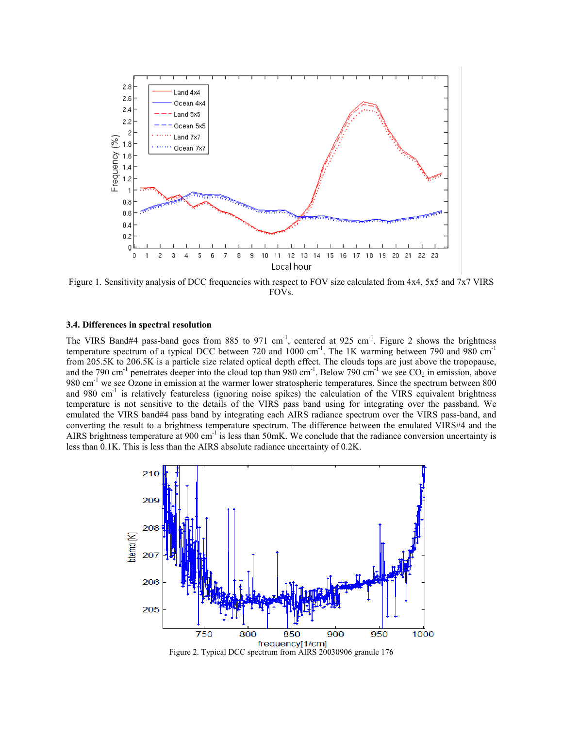Figure 1. Sensitivity analysis of DCC frequencies with respect to FOV size calculated from 4x4, 5x5 and 7x7 VIRS FOVs.

### 3.4. Differences in spectral resolution

The VIRS Band#4 pass-band goes from 885 to 971 cm$^{-1}$, centered at 925 cm$^{-1}$. Figure 2 shows the brightness temperature spectrum of a typical DCC between 720 and 1000 cm$^{-1}$. The 1K warming between 790 and 980 cm$^{-1}$ from 205.5K to 206.5K is a particle size related optical depth effect. The clouds tops are just above the tropopause, and the 790 cm$^{-1}$ penetrates deeper into the cloud top than 980 cm$^{-1}$. Below 790 cm$^{-1}$ we see $CO_2$ in emission, above 980 cm$^{-1}$ we see Ozone in emission at the warmer lower stratospheric temperatures. Since the spectrum between 800 and 980 cm$^{-1}$ is relatively featureless (ignoring noise spikes) the calculation of the VIRS equivalent brightness temperature is not sensitive to the details of the VIRS pass band using for integrating over the passband. We emulated the VIRS band#4 pass band by integrating each AIRS radiance spectrum over the VIRS pass-band, and converting the result to a brightness temperature spectrum. The difference between the emulated VIRS#4 and the AIRS brightness temperature at 900 cm$^{-1}$ is less than 50mK. We conclude that the radiance conversion uncertainty is less than 0.1K. This is less than the AIRS absolute radiance uncertainty of 0.2K.

Figure 2. Typical DCC spectrum from AIRS 20030906 granule 176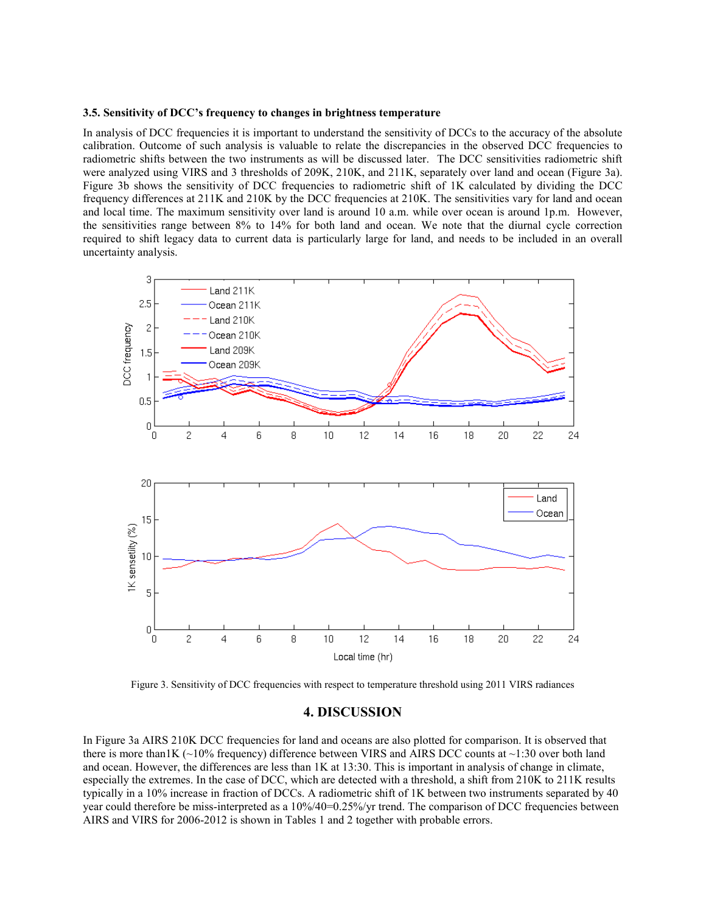### 3.5. Sensitivity of DCC's frequency to changes in brightness temperature

In analysis of DCC frequencies it is important to understand the sensitivity of DCCs to the accuracy of the absolute calibration. Outcome of such analysis is valuable to relate the discrepancies in the observed DCC frequencies to radiometric shifts between the two instruments as will be discussed later. The DCC sensitivities radiometric shift were analyzed using VIRS and 3 thresholds of 209K, 210K, and 211K, separately over land and ocean (Figure 3a). Figure 3b shows the sensitivity of DCC frequencies to radiometric shift of 1K calculated by dividing the DCC frequency differences at 211K and 210K by the DCC frequencies at 210K. The sensitivities vary for land and ocean and local time. The maximum sensitivity over land is around 10 a.m. while over ocean is around 1p.m. However, the sensitivities range between 8% to 14% for both land and ocean. We note that the diurnal cycle correction required to shift legacy data to current data is particularly large for land, and needs to be included in an overall uncertainty analysis.

Figure 3. Sensitivity of DCC frequencies with respect to temperature threshold using 2011 VIRS radiances

## 4. DISCUSSION

In Figure 3a AIRS 210K DCC frequencies for land and oceans are also plotted for comparison. It is observed that there is more than1K (~10% frequency) difference between VIRS and AIRS DCC counts at ~1:30 over both land and ocean. However, the differences are less than 1K at 13:30. This is important in analysis of change in climate, especially the extremes. In the case of DCC, which are detected with a threshold, a shift from 210K to 211K results typically in a 10% increase in fraction of DCCs. A radiometric shift of 1K between two instruments separated by 40 year could therefore be miss-interpreted as a 10%/40=0.25%/yr trend. The comparison of DCC frequencies between AIRS and VIRS for 2006-2012 is shown in Tables 1 and 2 together with probable errors.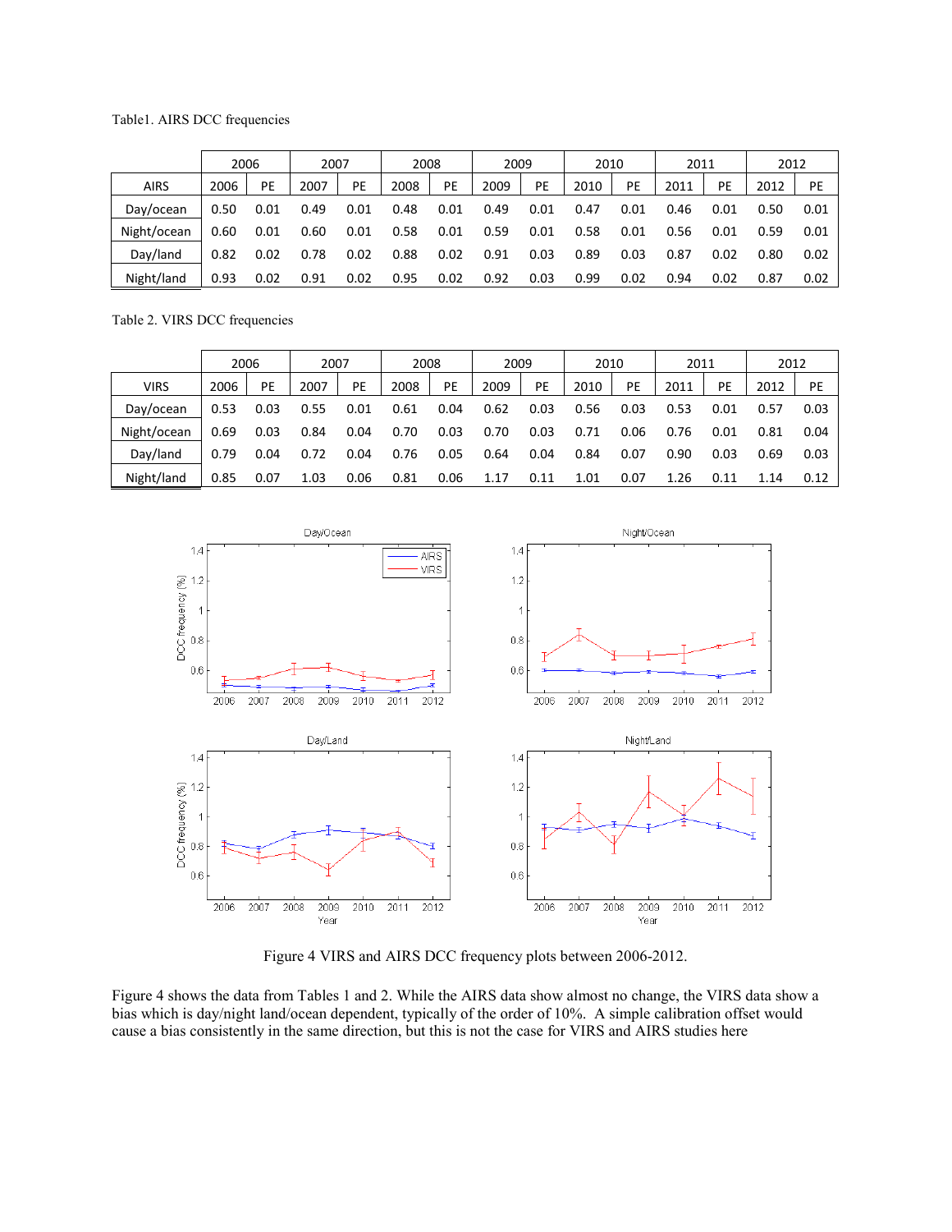Table1. AIRS DCC frequencies

| | 2006 | | 2007 | | 2008 | | 2009 | | 2010 | | 2011 | | 2012 | |
|---|---|---|---|---|---|---|---|---|---|---|---|---|---|---|
| AIRS | 2006 | PE | 2007 | PE | 2008 | PE | 2009 | PE | 2010 | PE | 2011 | PE | 2012 | PE |
| Day/ocean | 0.50 | 0.01 | 0.49 | 0.01 | 0.48 | 0.01 | 0.49 | 0.01 | 0.47 | 0.01 | 0.46 | 0.01 | 0.50 | 0.01 |
| Night/ocean | 0.60 | 0.01 | 0.60 | 0.01 | 0.58 | 0.01 | 0.59 | 0.01 | 0.58 | 0.01 | 0.56 | 0.01 | 0.59 | 0.01 |
| Day/land | 0.82 | 0.02 | 0.78 | 0.02 | 0.88 | 0.02 | 0.91 | 0.03 | 0.89 | 0.03 | 0.87 | 0.02 | 0.80 | 0.02 |
| Night/land | 0.93 | 0.02 | 0.91 | 0.02 | 0.95 | 0.02 | 0.92 | 0.03 | 0.99 | 0.02 | 0.94 | 0.02 | 0.87 | 0.02 |

Table 2. VIRS DCC frequencies

| | 2006 | | 2007 | | 2008 | | 2009 | | 2010 | | 2011 | | 2012 | |
|---|---|---|---|---|---|---|---|---|---|---|---|---|---|---|
| VIRS | 2006 | PE | 2007 | PE | 2008 | PE | 2009 | PE | 2010 | PE | 2011 | PE | 2012 | PE |
| Day/ocean | 0.53 | 0.03 | 0.55 | 0.01 | 0.61 | 0.04 | 0.62 | 0.03 | 0.56 | 0.03 | 0.53 | 0.01 | 0.57 | 0.03 |
| Night/ocean | 0.69 | 0.03 | 0.84 | 0.04 | 0.70 | 0.03 | 0.70 | 0.03 | 0.71 | 0.06 | 0.76 | 0.01 | 0.81 | 0.04 |
| Day/land | 0.79 | 0.04 | 0.72 | 0.04 | 0.76 | 0.05 | 0.64 | 0.04 | 0.84 | 0.07 | 0.90 | 0.03 | 0.69 | 0.03 |
| Night/land | 0.85 | 0.07 | 1.03 | 0.06 | 0.81 | 0.06 | 1.17 | 0.11 | 1.01 | 0.07 | 1.26 | 0.11 | 1.14 | 0.12 |

Figure 4 VIRS and AIRS DCC frequency plots between 2006-2012.

Figure 4 shows the data from Tables 1 and 2. While the AIRS data show almost no change, the VIRS data show a bias which is day/night land/ocean dependent, typically of the order of 10%. A simple calibration offset would cause a bias consistently in the same direction, but this is not the case for VIRS and AIRS studies here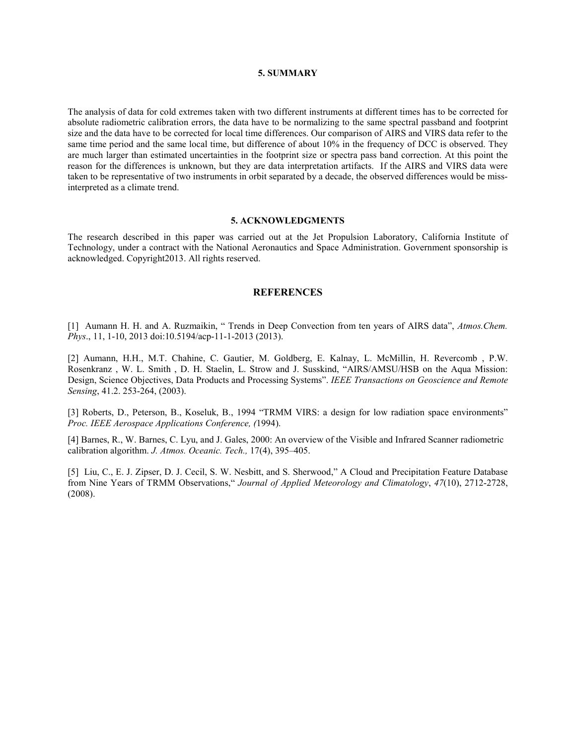## 5. SUMMARY

The analysis of data for cold extremes taken with two different instruments at different times has to be corrected for absolute radiometric calibration errors, the data have to be normalizing to the same spectral passband and footprint size and the data have to be corrected for local time differences. Our comparison of AIRS and VIRS data refer to the same time period and the same local time, but difference of about 10% in the frequency of DCC is observed. They are much larger than estimated uncertainties in the footprint size or spectra pass band correction. At this point the reason for the differences is unknown, but they are data interpretation artifacts. If the AIRS and VIRS data were taken to be representative of two instruments in orbit separated by a decade, the observed differences would be miss-interpreted as a climate trend.

## 5. ACKNOWLEDGMENTS

The research described in this paper was carried out at the Jet Propulsion Laboratory, California Institute of Technology, under a contract with the National Aeronautics and Space Administration. Government sponsorship is acknowledged. Copyright2013. All rights reserved.

## REFERENCES

[1] Aumann H. H. and A. Ruzmaikin, " Trends in Deep Convection from ten years of AIRS data", *Atmos.Chem. Phys*., 11, 1-10, 2013 doi:10.5194/acp-11-1-2013 (2013).

[2] Aumann, H.H., M.T. Chahine, C. Gautier, M. Goldberg, E. Kalnay, L. McMillin, H. Revercomb , P.W. Rosenkranz , W. L. Smith , D. H. Staelin, L. Strow and J. Susskind, "AIRS/AMSU/HSB on the Aqua Mission: Design, Science Objectives, Data Products and Processing Systems". *IEEE Transactions on Geoscience and Remote Sensing*, 41.2. 253-264, (2003).

[3] Roberts, D., Peterson, B., Koseluk, B., 1994 "TRMM VIRS: a design for low radiation space environments" *Proc. IEEE Aerospace Applications Conference, (*1994).

[4] Barnes, R., W. Barnes, C. Lyu, and J. Gales, 2000: An overview of the Visible and Infrared Scanner radiometric calibration algorithm. *J. Atmos. Oceanic. Tech.,* 17(4), 395–405.

[5] Liu, C., E. J. Zipser, D. J. Cecil, S. W. Nesbitt, and S. Sherwood," A Cloud and Precipitation Feature Database from Nine Years of TRMM Observations," *Journal of Applied Meteorology and Climatology*, *47*(10), 2712-2728, (2008).